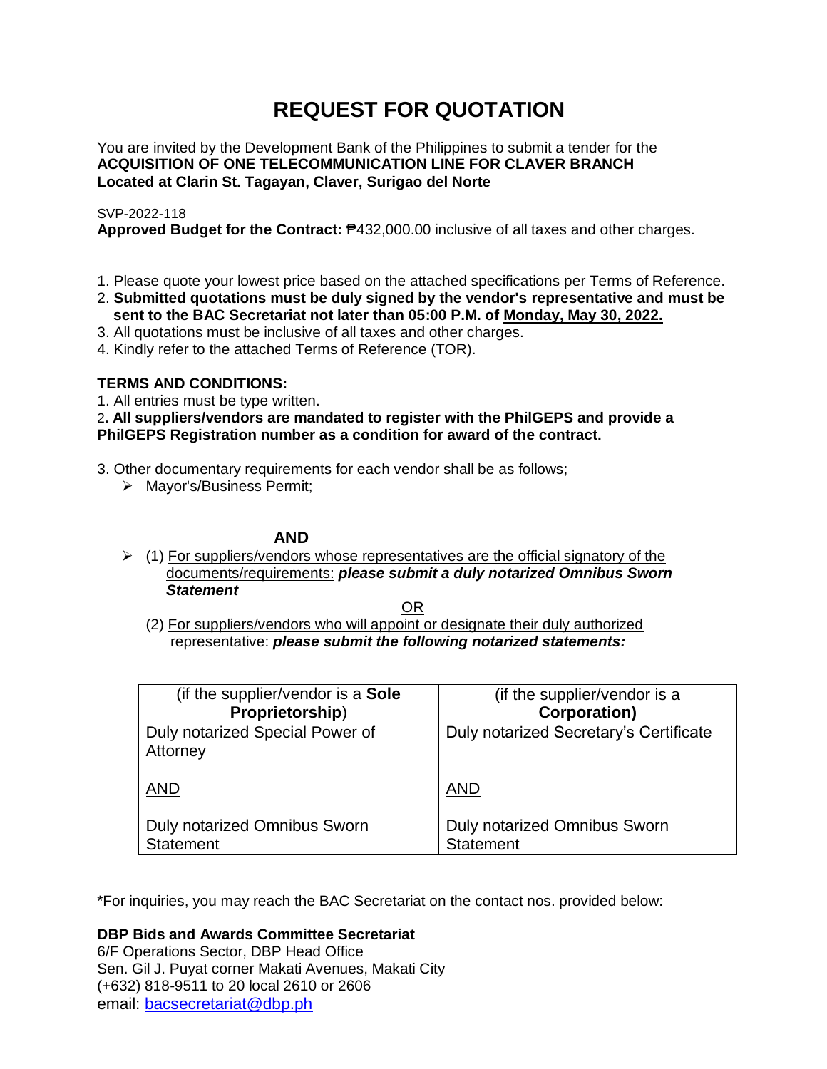# REQUEST FOR QUOTATION

You are invited by the Development Bank of the Philippines to submit a tender for the
**ACQUISITION OF ONE TELECOMMUNICATION LINE FOR CLAVER BRANCH**
**Located at Clarin St. Tagayan, Claver, Surigao del Norte**

SVP-2022-118
**Approved Budget for the Contract:** ₱432,000.00 inclusive of all taxes and other charges.

1. Please quote your lowest price based on the attached specifications per Terms of Reference.
2. **Submitted quotations must be duly signed by the vendor's representative and must be sent to the BAC Secretariat not later than 05:00 P.M. of Monday, May 30, 2022.**
3. All quotations must be inclusive of all taxes and other charges.
4. Kindly refer to the attached Terms of Reference (TOR).

**TERMS AND CONDITIONS:**

1. All entries must be type written.
2. **All suppliers/vendors are mandated to register with the PhilGEPS and provide a PhilGEPS Registration number as a condition for award of the contract.**
3. Other documentary requirements for each vendor shall be as follows;
   - Mayor's/Business Permit;

**AND**

- (1) For suppliers/vendors whose representatives are the official signatory of the documents/requirements: ***please submit a duly notarized Omnibus Sworn Statement***

  OR

  (2) For suppliers/vendors who will appoint or designate their duly authorized representative: ***please submit the following notarized statements:***

| (if the supplier/vendor is a **Sole Proprietorship**) | (if the supplier/vendor is a **Corporation)** |
|---|---|
| Duly notarized Special Power of Attorney<br><br>AND<br><br>Duly notarized Omnibus Sworn Statement | Duly notarized Secretary's Certificate<br><br>AND<br><br>Duly notarized Omnibus Sworn Statement |

*For inquiries, you may reach the BAC Secretariat on the contact nos. provided below:

**DBP Bids and Awards Committee Secretariat**
6/F Operations Sector, DBP Head Office
Sen. Gil J. Puyat corner Makati Avenues, Makati City
(+632) 818-9511 to 20 local 2610 or 2606
email: bacsecretariat@dbp.ph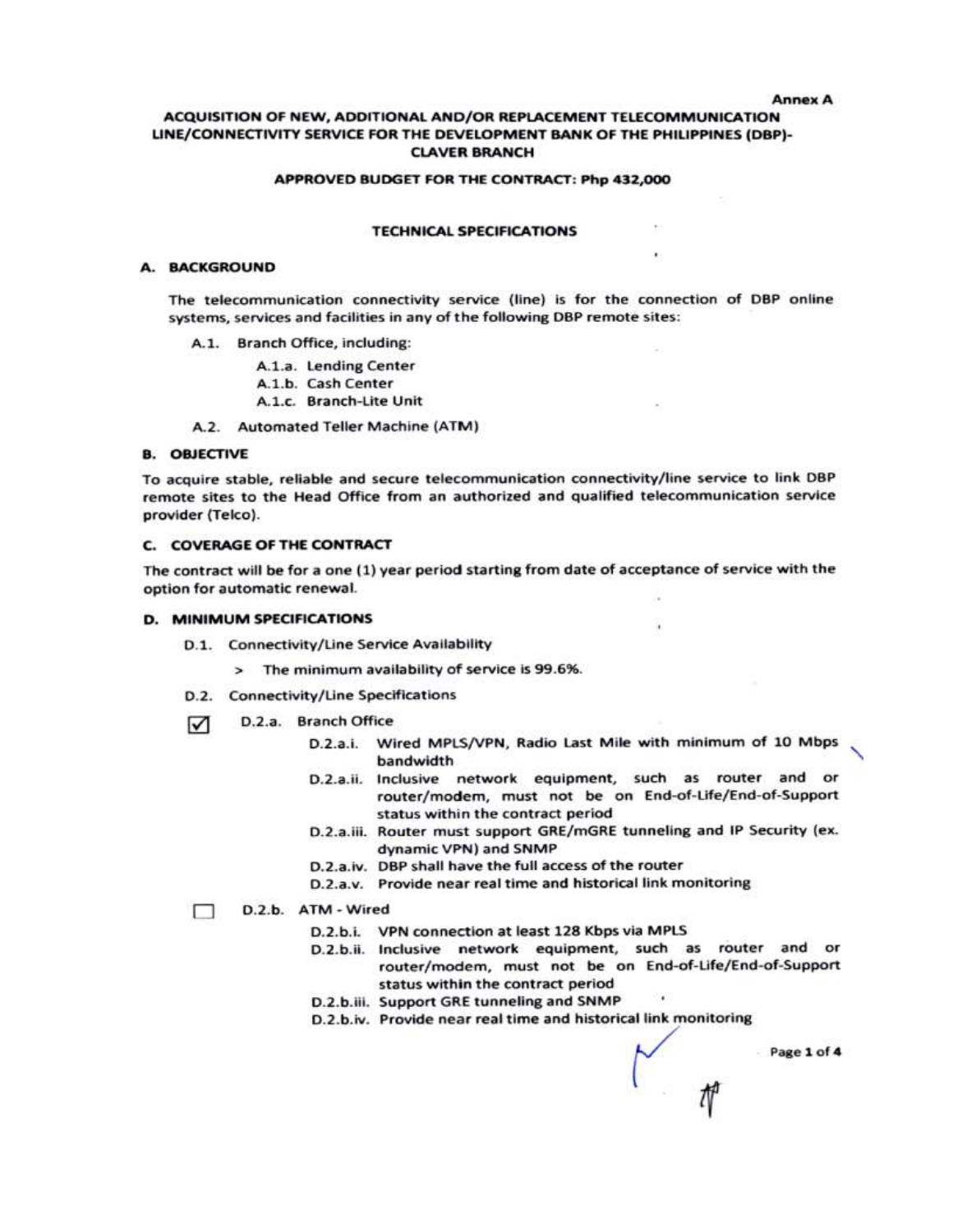Annex A

# ACQUISITION OF NEW, ADDITIONAL AND/OR REPLACEMENT TELECOMMUNICATION LINE/CONNECTIVITY SERVICE FOR THE DEVELOPMENT BANK OF THE PHILIPPINES (DBP)-CLAVER BRANCH

**APPROVED BUDGET FOR THE CONTRACT: Php 432,000**

## TECHNICAL SPECIFICATIONS

### A. BACKGROUND

The telecommunication connectivity service (line) is for the connection of DBP online systems, services and facilities in any of the following DBP remote sites:

- A.1. Branch Office, including:
  - A.1.a. Lending Center
  - A.1.b. Cash Center
  - A.1.c. Branch-Lite Unit
- A.2. Automated Teller Machine (ATM)

### B. OBJECTIVE

To acquire stable, reliable and secure telecommunication connectivity/line service to link DBP remote sites to the Head Office from an authorized and qualified telecommunication service provider (Telco).

### C. COVERAGE OF THE CONTRACT

The contract will be for a one (1) year period starting from date of acceptance of service with the option for automatic renewal.

### D. MINIMUM SPECIFICATIONS

- D.1. Connectivity/Line Service Availability
  - > The minimum availability of service is 99.6%.
- D.2. Connectivity/Line Specifications

☑ D.2.a. Branch Office

- D.2.a.i. Wired MPLS/VPN, Radio Last Mile with minimum of 10 Mbps bandwidth
- D.2.a.ii. Inclusive network equipment, such as router and or router/modem, must not be on End-of-Life/End-of-Support status within the contract period
- D.2.a.iii. Router must support GRE/mGRE tunneling and IP Security (ex. dynamic VPN) and SNMP
- D.2.a.iv. DBP shall have the full access of the router
- D.2.a.v. Provide near real time and historical link monitoring

☐ D.2.b. ATM - Wired

- D.2.b.i. VPN connection at least 128 Kbps via MPLS
- D.2.b.ii. Inclusive network equipment, such as router and or router/modem, must not be on End-of-Life/End-of-Support status within the contract period
- D.2.b.iii. Support GRE tunneling and SNMP
- D.2.b.iv. Provide near real time and historical link monitoring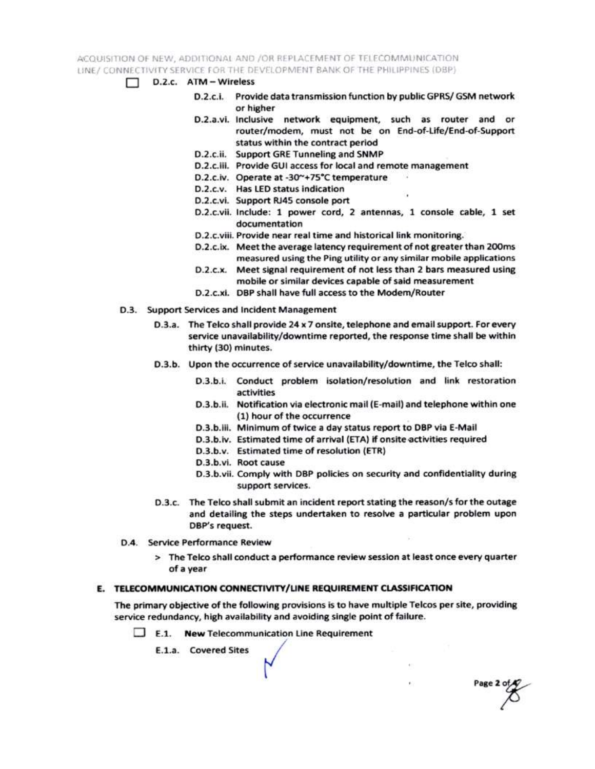☐ D.2.c. ATM – Wireless

- D.2.c.i. Provide data transmission function by public GPRS/ GSM network or higher
- D.2.a.vi. Inclusive network equipment, such as router and or router/modem, must not be on End-of-Life/End-of-Support status within the contract period
- D.2.c.ii. Support GRE Tunneling and SNMP
- D.2.c.iii. Provide GUI access for local and remote management
- D.2.c.iv. Operate at -30~+75°C temperature
- D.2.c.v. Has LED status indication
- D.2.c.vi. Support RJ45 console port
- D.2.c.vii. Include: 1 power cord, 2 antennas, 1 console cable, 1 set documentation
- D.2.c.viii. Provide near real time and historical link monitoring.
- D.2.c.ix. Meet the average latency requirement of not greater than 200ms measured using the Ping utility or any similar mobile applications
- D.2.c.x. Meet signal requirement of not less than 2 bars measured using mobile or similar devices capable of said measurement
- D.2.c.xi. DBP shall have full access to the Modem/Router

D.3. Support Services and Incident Management

- D.3.a. The Telco shall provide 24 x 7 onsite, telephone and email support. For every service unavailability/downtime reported, the response time shall be within thirty (30) minutes.
- D.3.b. Upon the occurrence of service unavailability/downtime, the Telco shall:
  - D.3.b.i. Conduct problem isolation/resolution and link restoration activities
  - D.3.b.ii. Notification via electronic mail (E-mail) and telephone within one (1) hour of the occurrence
  - D.3.b.iii. Minimum of twice a day status report to DBP via E-Mail
  - D.3.b.iv. Estimated time of arrival (ETA) if onsite activities required
  - D.3.b.v. Estimated time of resolution (ETR)
  - D.3.b.vi. Root cause
  - D.3.b.vii. Comply with DBP policies on security and confidentiality during support services.
- D.3.c. The Telco shall submit an incident report stating the reason/s for the outage and detailing the steps undertaken to resolve a particular problem upon DBP's request.

D.4. Service Performance Review

> The Telco shall conduct a performance review session at least once every quarter of a year

## E. TELECOMMUNICATION CONNECTIVITY/LINE REQUIREMENT CLASSIFICATION

The primary objective of the following provisions is to have multiple Telcos per site, providing service redundancy, high availability and avoiding single point of failure.

☐ E.1. **New** Telecommunication Line Requirement

E.1.a. Covered Sites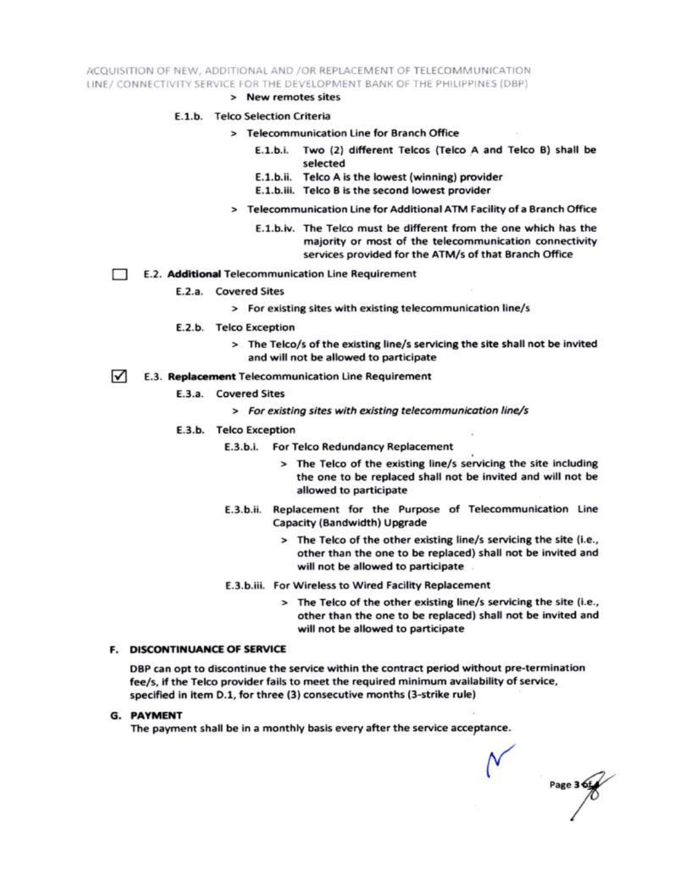> New remotes sites

E.1.b. Telco Selection Criteria

> Telecommunication Line for Branch Office

E.1.b.i. Two (2) different Telcos (Telco A and Telco B) shall be selected

E.1.b.ii. Telco A is the lowest (winning) provider

E.1.b.iii. Telco B is the second lowest provider

> Telecommunication Line for Additional ATM Facility of a Branch Office

E.1.b.iv. The Telco must be different from the one which has the majority or most of the telecommunication connectivity services provided for the ATM/s of that Branch Office

☐ E.2. **Additional** Telecommunication Line Requirement

E.2.a. Covered Sites

> For existing sites with existing telecommunication line/s

E.2.b. Telco Exception

> The Telco/s of the existing line/s servicing the site shall not be invited and will not be allowed to participate

☑ E.3. **Replacement** Telecommunication Line Requirement

E.3.a. Covered Sites

> *For existing sites with existing telecommunication line/s*

E.3.b. Telco Exception

E.3.b.i. For Telco Redundancy Replacement

> The Telco of the existing line/s servicing the site including the one to be replaced shall not be invited and will not be allowed to participate

E.3.b.ii. Replacement for the Purpose of Telecommunication Line Capacity (Bandwidth) Upgrade

> The Telco of the other existing line/s servicing the site (i.e., other than the one to be replaced) shall not be invited and will not be allowed to participate

E.3.b.iii. For Wireless to Wired Facility Replacement

> The Telco of the other existing line/s servicing the site (i.e., other than the one to be replaced) shall not be invited and will not be allowed to participate

## F. DISCONTINUANCE OF SERVICE

DBP can opt to discontinue the service within the contract period without pre-termination fee/s, if the Telco provider fails to meet the required minimum availability of service, specified in item D.1, for three (3) consecutive months (3-strike rule)

## G. PAYMENT

The payment shall be in a monthly basis every after the service acceptance.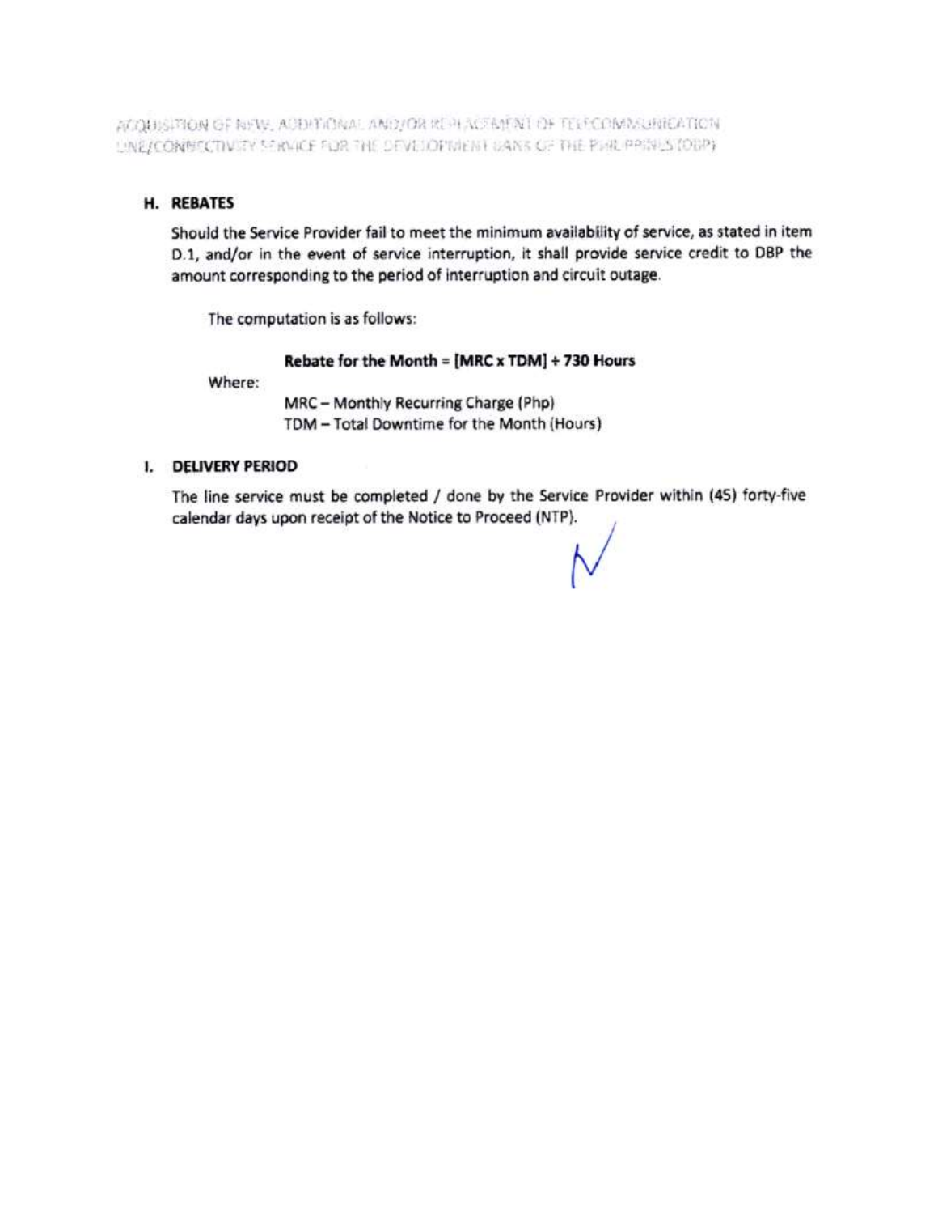## H. REBATES

Should the Service Provider fail to meet the minimum availability of service, as stated in item D.1, and/or in the event of service interruption, it shall provide service credit to DBP the amount corresponding to the period of interruption and circuit outage.

The computation is as follows:

**Rebate for the Month = [MRC x TDM] ÷ 730 Hours**

Where:

MRC – Monthly Recurring Charge (Php)
TDM – Total Downtime for the Month (Hours)

## I. DELIVERY PERIOD

The line service must be completed / done by the Service Provider within (45) forty-five calendar days upon receipt of the Notice to Proceed (NTP).